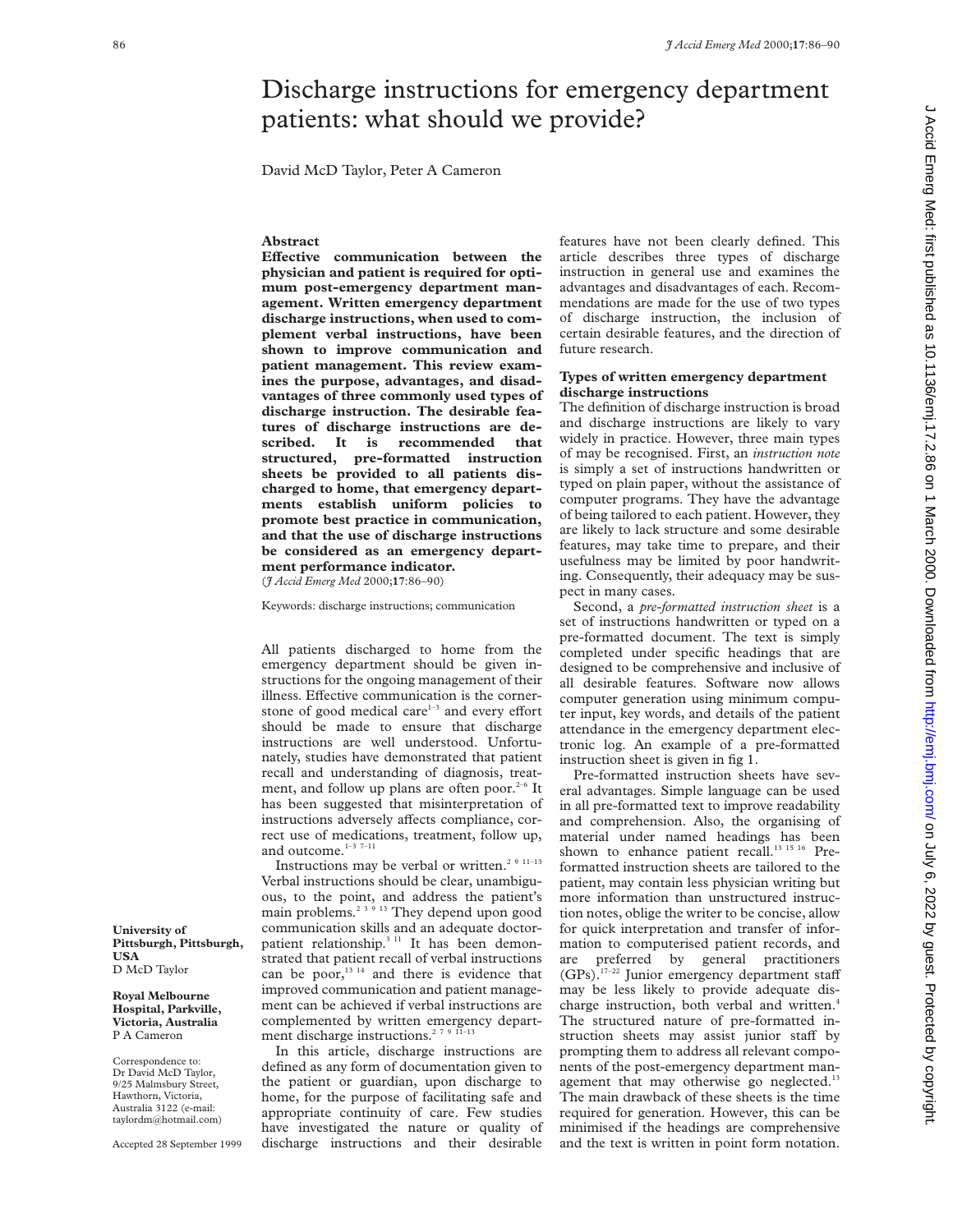# Discharge instructions for emergency department patients: what should we provide?

David McD Taylor, Peter A Cameron

University of Pittsburgh, Pittsburgh, USA
D McD Taylor

Royal Melbourne Hospital, Parkville, Victoria, Australia
P A Cameron

Correspondence to: Dr David McD Taylor, 9/25 Malmsbury Street, Hawthorn, Victoria, Australia 3122 (e-mail: taylordm@hotmail.com)

Accepted 28 September 1999

## Abstract

**Effective communication between the physician and patient is required for optimum post-emergency department management. Written emergency department discharge instructions, when used to complement verbal instructions, have been shown to improve communication and patient management. This review examines the purpose, advantages, and disadvantages of three commonly used types of discharge instruction. The desirable features of discharge instructions are described. It is recommended that structured, pre-formatted instruction sheets be provided to all patients discharged to home, that emergency departments establish uniform policies to promote best practice in communication, and that the use of discharge instructions be considered as an emergency department performance indicator.**

(*J Accid Emerg Med* 2000;**17**:86–90)

Keywords: discharge instructions; communication

All patients discharged to home from the emergency department should be given instructions for the ongoing management of their illness. Effective communication is the cornerstone of good medical care[1–3] and every effort should be made to ensure that discharge instructions are well understood. Unfortunately, studies have demonstrated that patient recall and understanding of diagnosis, treatment, and follow up plans are often poor.[2–6] It has been suggested that misinterpretation of instructions adversely affects compliance, correct use of medications, treatment, follow up, and outcome.[1–3 7–11]

Instructions may be verbal or written.[2 9 11–13] Verbal instructions should be clear, unambiguous, to the point, and address the patient's main problems.[2 3 9 13] They depend upon good communication skills and an adequate doctor-patient relationship.[3 11] It has been demonstrated that patient recall of verbal instructions can be poor,[13 14] and there is evidence that improved communication and patient management can be achieved if verbal instructions are complemented by written emergency department discharge instructions.[2 7 9 11–13]

In this article, discharge instructions are defined as any form of documentation given to the patient or guardian, upon discharge to home, for the purpose of facilitating safe and appropriate continuity of care. Few studies have investigated the nature or quality of discharge instructions and their desirable features have not been clearly defined. This article describes three types of discharge instruction in general use and examines the advantages and disadvantages of each. Recommendations are made for the use of two types of discharge instruction, the inclusion of certain desirable features, and the direction of future research.

## Types of written emergency department discharge instructions

The definition of discharge instruction is broad and discharge instructions are likely to vary widely in practice. However, three main types of may be recognised. First, an *instruction note* is simply a set of instructions handwritten or typed on plain paper, without the assistance of computer programs. They have the advantage of being tailored to each patient. However, they are likely to lack structure and some desirable features, may take time to prepare, and their usefulness may be limited by poor handwriting. Consequently, their adequacy may be suspect in many cases.

Second, a *pre-formatted instruction sheet* is a set of instructions handwritten or typed on a pre-formatted document. The text is simply completed under specific headings that are designed to be comprehensive and inclusive of all desirable features. Software now allows computer generation using minimum computer input, key words, and details of the patient attendance in the emergency department electronic log. An example of a pre-formatted instruction sheet is given in fig 1.

Pre-formatted instruction sheets have several advantages. Simple language can be used in all pre-formatted text to improve readability and comprehension. Also, the organising of material under named headings has been shown to enhance patient recall.[13 15 16] Pre-formatted instruction sheets are tailored to the patient, may contain less physician writing but more information than unstructured instruction notes, oblige the writer to be concise, allow for quick interpretation and transfer of information to computerised patient records, and are preferred by general practitioners (GPs).[17–22] Junior emergency department staff may be less likely to provide adequate discharge instruction, both verbal and written.[4] The structured nature of pre-formatted instruction sheets may assist junior staff by prompting them to address all relevant components of the post-emergency department management that may otherwise go neglected.[13] The main drawback of these sheets is the time required for generation. However, this can be minimised if the headings are comprehensive and the text is written in point form notation.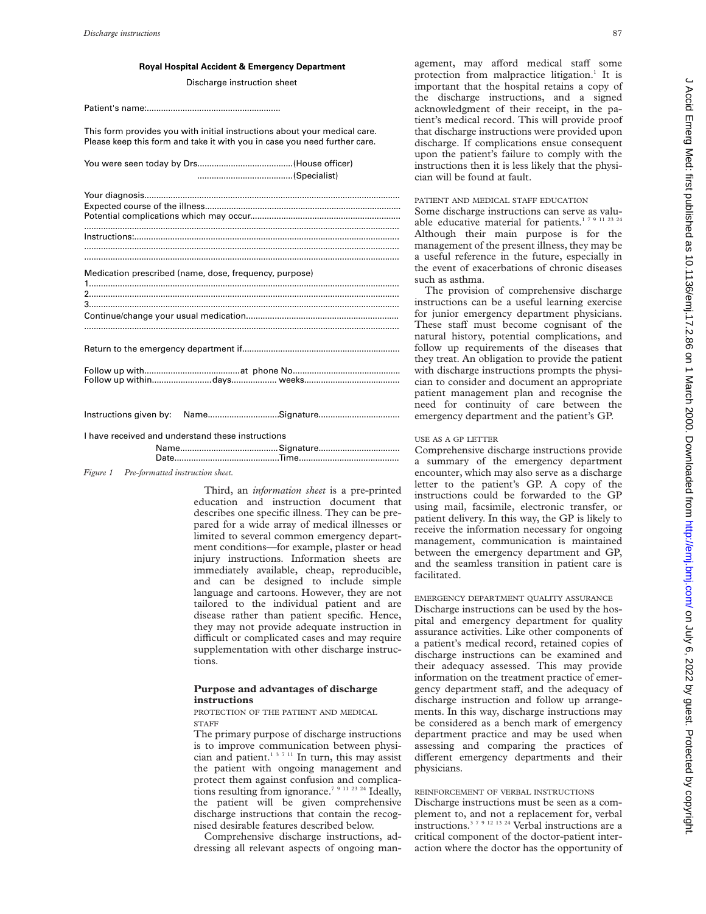**Royal Hospital Accident & Emergency Department**

Discharge instruction sheet

Patient's name:........................................................

This form provides you with initial instructions about your medical care.
Please keep this form and take it with you in case you need further care.

You were seen today by Drs........................................(House officer)
........................................(Specialist)

Your diagnosis..........................................................................................................
Expected course of the illness.................................................................................
Potential complications which may occur..............................................................
.................................................................................................................................
Instructions:..............................................................................................................
.................................................................................................................................
.................................................................................................................................

Medication prescribed (name, dose, frequency, purpose)
1.................................................................................................................................
2.................................................................................................................................
3.................................................................................................................................
Continue/change your usual medication...............................................................
.................................................................................................................................

Return to the emergency department if.................................................................

Follow up with........................................at phone No............................................
Follow up within.........................days.................. weeks.......................................

Instructions given by: Name.............................Signature.................................

I have received and understand these instructions
Name.........................................Signature.................................
Date............................................Time..........................................

*Figure 1 Pre-formatted instruction sheet.*

Third, an *information sheet* is a pre-printed education and instruction document that describes one specific illness. They can be prepared for a wide array of medical illnesses or limited to several common emergency department conditions—for example, plaster or head injury instructions. Information sheets are immediately available, cheap, reproducible, and can be designed to include simple language and cartoons. However, they are not tailored to the individual patient and are disease rather than patient specific. Hence, they may not provide adequate instruction in difficult or complicated cases and may require supplementation with other discharge instructions.

## Purpose and advantages of discharge instructions

PROTECTION OF THE PATIENT AND MEDICAL STAFF

The primary purpose of discharge instructions is to improve communication between physician and patient.[1 3 7 11] In turn, this may assist the patient with ongoing management and protect them against confusion and complications resulting from ignorance.[7 9 11 23 24] Ideally, the patient will be given comprehensive discharge instructions that contain the recognised desirable features described below.

Comprehensive discharge instructions, addressing all relevant aspects of ongoing management, may afford medical staff some protection from malpractice litigation.[1] It is important that the hospital retains a copy of the discharge instructions, and a signed acknowledgment of their receipt, in the patient's medical record. This will provide proof that discharge instructions were provided upon discharge. If complications ensue consequent upon the patient's failure to comply with the instructions then it is less likely that the physician will be found at fault.

PATIENT AND MEDICAL STAFF EDUCATION

Some discharge instructions can serve as valuable educative material for patients.[1 7 9 11 23 24] Although their main purpose is for the management of the present illness, they may be a useful reference in the future, especially in the event of exacerbations of chronic diseases such as asthma.

The provision of comprehensive discharge instructions can be a useful learning exercise for junior emergency department physicians. These staff must become cognisant of the natural history, potential complications, and follow up requirements of the diseases that they treat. An obligation to provide the patient with discharge instructions prompts the physician to consider and document an appropriate patient management plan and recognise the need for continuity of care between the emergency department and the patient's GP.

USE AS A GP LETTER

Comprehensive discharge instructions provide a summary of the emergency department encounter, which may also serve as a discharge letter to the patient's GP. A copy of the instructions could be forwarded to the GP using mail, facsimile, electronic transfer, or patient delivery. In this way, the GP is likely to receive the information necessary for ongoing management, communication is maintained between the emergency department and GP, and the seamless transition in patient care is facilitated.

EMERGENCY DEPARTMENT QUALITY ASSURANCE

Discharge instructions can be used by the hospital and emergency department for quality assurance activities. Like other components of a patient's medical record, retained copies of discharge instructions can be examined and their adequacy assessed. This may provide information on the treatment practice of emergency department staff, and the adequacy of discharge instruction and follow up arrangements. In this way, discharge instructions may be considered as a bench mark of emergency department practice and may be used when assessing and comparing the practices of different emergency departments and their physicians.

REINFORCEMENT OF VERBAL INSTRUCTIONS

Discharge instructions must be seen as a complement to, and not a replacement for, verbal instructions.[3 7 9 12 13 24] Verbal instructions are a critical component of the doctor-patient interaction where the doctor has the opportunity of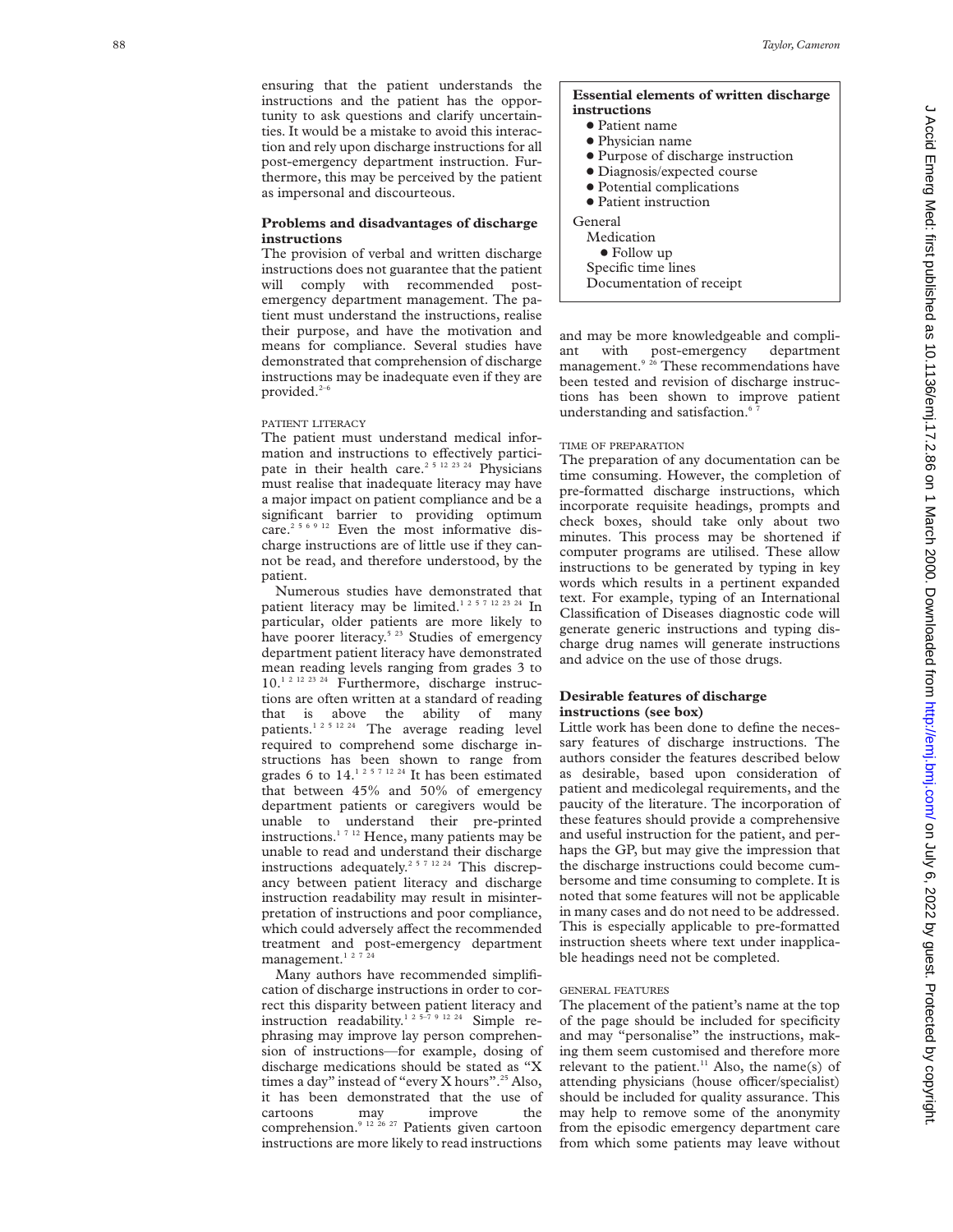ensuring that the patient understands the instructions and the patient has the opportunity to ask questions and clarify uncertainties. It would be a mistake to avoid this interaction and rely upon discharge instructions for all post-emergency department instruction. Furthermore, this may be perceived by the patient as impersonal and discourteous.

## Problems and disadvantages of discharge instructions

The provision of verbal and written discharge instructions does not guarantee that the patient will comply with recommended post-emergency department management. The patient must understand the instructions, realise their purpose, and have the motivation and means for compliance. Several studies have demonstrated that comprehension of discharge instructions may be inadequate even if they are provided.[2–6]

### PATIENT LITERACY

The patient must understand medical information and instructions to effectively participate in their health care.[2 5 12 23 24] Physicians must realise that inadequate literacy may have a major impact on patient compliance and be a significant barrier to providing optimum care.[2 5 6 9 12] Even the most informative discharge instructions are of little use if they cannot be read, and therefore understood, by the patient.

Numerous studies have demonstrated that patient literacy may be limited.[1 2 5 7 12 23 24] In particular, older patients are more likely to have poorer literacy.[5 23] Studies of emergency department patient literacy have demonstrated mean reading levels ranging from grades 3 to 10.[1 2 12 23 24] Furthermore, discharge instructions are often written at a standard of reading that is above the ability of many patients.[1 2 5 12 24] The average reading level required to comprehend some discharge instructions has been shown to range from grades 6 to 14.[1 2 5 7 12 24] It has been estimated that between 45% and 50% of emergency department patients or caregivers would be unable to understand their pre-printed instructions.[1 7 12] Hence, many patients may be unable to read and understand their discharge instructions adequately.[2 5 7 12 24] This discrepancy between patient literacy and discharge instruction readability may result in misinterpretation of instructions and poor compliance, which could adversely affect the recommended treatment and post-emergency department management.[1 2 7 24]

Many authors have recommended simplification of discharge instructions in order to correct this disparity between patient literacy and instruction readability.[1 2 5–7 9 12 24] Simple rephrasing may improve lay person comprehension of instructions—for example, dosing of discharge medications should be stated as "X times a day" instead of "every X hours".[25] Also, it has been demonstrated that the use of cartoons may improve the comprehension.[9 12 26 27] Patients given cartoon instructions are more likely to read instructions and may be more knowledgeable and compliant with post-emergency department management.[9 26] These recommendations have been tested and revision of discharge instructions has been shown to improve patient understanding and satisfaction.[6 7]

> **Essential elements of written discharge instructions**
>
> - Patient name
> - Physician name
> - Purpose of discharge instruction
> - Diagnosis/expected course
> - Potential complications
> - Patient instruction
>
> General
>
> Medication
>
> - Follow up
>
> Specific time lines
>
> Documentation of receipt

### TIME OF PREPARATION

The preparation of any documentation can be time consuming. However, the completion of pre-formatted discharge instructions, which incorporate requisite headings, prompts and check boxes, should take only about two minutes. This process may be shortened if computer programs are utilised. These allow instructions to be generated by typing in key words which results in a pertinent expanded text. For example, typing of an International Classification of Diseases diagnostic code will generate generic instructions and typing discharge drug names will generate instructions and advice on the use of those drugs.

## Desirable features of discharge instructions (see box)

Little work has been done to define the necessary features of discharge instructions. The authors consider the features described below as desirable, based upon consideration of patient and medicolegal requirements, and the paucity of the literature. The incorporation of these features should provide a comprehensive and useful instruction for the patient, and perhaps the GP, but may give the impression that the discharge instructions could become cumbersome and time consuming to complete. It is noted that some features will not be applicable in many cases and do not need to be addressed. This is especially applicable to pre-formatted instruction sheets where text under inapplicable headings need not be completed.

### GENERAL FEATURES

The placement of the patient's name at the top of the page should be included for specificity and may "personalise" the instructions, making them seem customised and therefore more relevant to the patient.[11] Also, the name(s) of attending physicians (house officer/specialist) should be included for quality assurance. This may help to remove some of the anonymity from the episodic emergency department care from which some patients may leave without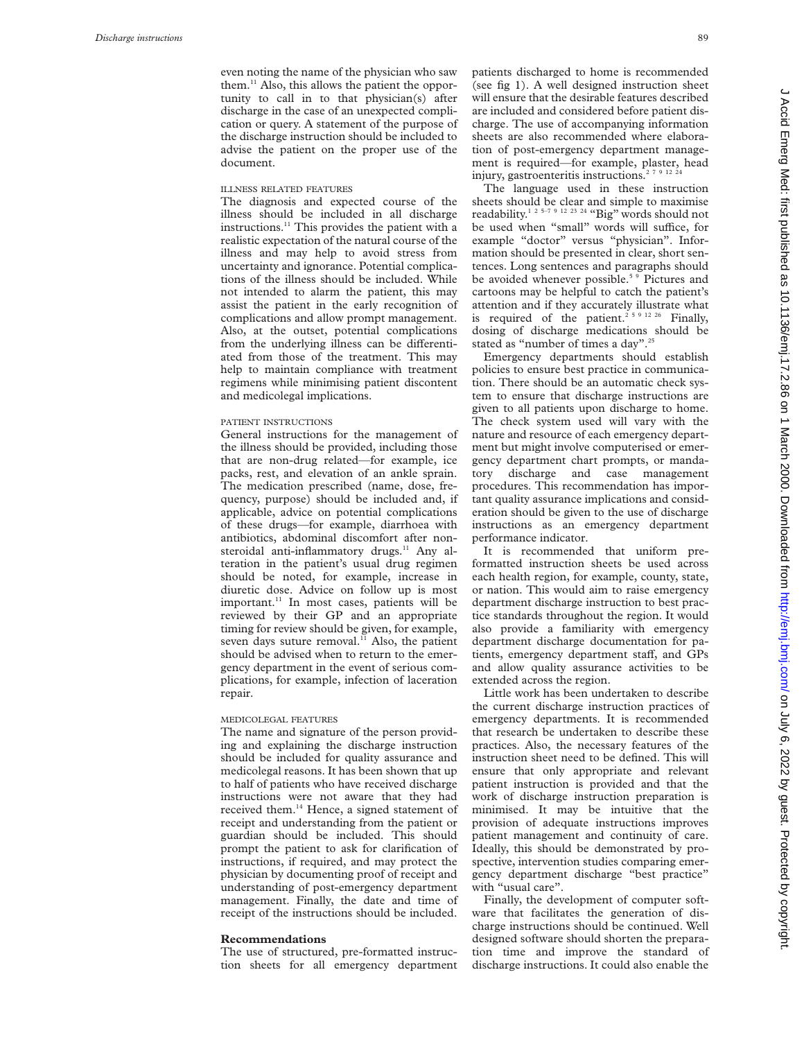even noting the name of the physician who saw them.[11] Also, this allows the patient the opportunity to call in to that physician(s) after discharge in the case of an unexpected complication or query. A statement of the purpose of the discharge instruction should be included to advise the patient on the proper use of the document.

### ILLNESS RELATED FEATURES

The diagnosis and expected course of the illness should be included in all discharge instructions.[11] This provides the patient with a realistic expectation of the natural course of the illness and may help to avoid stress from uncertainty and ignorance. Potential complications of the illness should be included. While not intended to alarm the patient, this may assist the patient in the early recognition of complications and allow prompt management. Also, at the outset, potential complications from the underlying illness can be differentiated from those of the treatment. This may help to maintain compliance with treatment regimens while minimising patient discontent and medicolegal implications.

### PATIENT INSTRUCTIONS

General instructions for the management of the illness should be provided, including those that are non-drug related—for example, ice packs, rest, and elevation of an ankle sprain. The medication prescribed (name, dose, frequency, purpose) should be included and, if applicable, advice on potential complications of these drugs—for example, diarrhoea with antibiotics, abdominal discomfort after non-steroidal anti-inflammatory drugs.[11] Any alteration in the patient's usual drug regimen should be noted, for example, increase in diuretic dose. Advice on follow up is most important.[11] In most cases, patients will be reviewed by their GP and an appropriate timing for review should be given, for example, seven days suture removal.[11] Also, the patient should be advised when to return to the emergency department in the event of serious complications, for example, infection of laceration repair.

### MEDICOLEGAL FEATURES

The name and signature of the person providing and explaining the discharge instruction should be included for quality assurance and medicolegal reasons. It has been shown that up to half of patients who have received discharge instructions were not aware that they had received them.[14] Hence, a signed statement of receipt and understanding from the patient or guardian should be included. This should prompt the patient to ask for clarification of instructions, if required, and may protect the physician by documenting proof of receipt and understanding of post-emergency department management. Finally, the date and time of receipt of the instructions should be included.

## Recommendations

The use of structured, pre-formatted instruction sheets for all emergency department patients discharged to home is recommended (see fig 1). A well designed instruction sheet will ensure that the desirable features described are included and considered before patient discharge. The use of accompanying information sheets are also recommended where elaboration of post-emergency department management is required—for example, plaster, head injury, gastroenteritis instructions.[2 7 9 12 24]

The language used in these instruction sheets should be clear and simple to maximise readability.[1 2 5–7 9 12 23 24] "Big" words should not be used when "small" words will suffice, for example "doctor" versus "physician". Information should be presented in clear, short sentences. Long sentences and paragraphs should be avoided whenever possible.[5 9] Pictures and cartoons may be helpful to catch the patient's attention and if they accurately illustrate what is required of the patient.[2 5 9 12 26] Finally, dosing of discharge medications should be stated as "number of times a day".[25]

Emergency departments should establish policies to ensure best practice in communication. There should be an automatic check system to ensure that discharge instructions are given to all patients upon discharge to home. The check system used will vary with the nature and resource of each emergency department but might involve computerised or emergency department chart prompts, or mandatory discharge and case management procedures. This recommendation has important quality assurance implications and consideration should be given to the use of discharge instructions as an emergency department performance indicator.

It is recommended that uniform pre-formatted instruction sheets be used across each health region, for example, county, state, or nation. This would aim to raise emergency department discharge instruction to best practice standards throughout the region. It would also provide a familiarity with emergency department discharge documentation for patients, emergency department staff, and GPs and allow quality assurance activities to be extended across the region.

Little work has been undertaken to describe the current discharge instruction practices of emergency departments. It is recommended that research be undertaken to describe these practices. Also, the necessary features of the instruction sheet need to be defined. This will ensure that only appropriate and relevant patient instruction is provided and that the work of discharge instruction preparation is minimised. It may be intuitive that the provision of adequate instructions improves patient management and continuity of care. Ideally, this should be demonstrated by prospective, intervention studies comparing emergency department discharge "best practice" with "usual care".

Finally, the development of computer software that facilitates the generation of discharge instructions should be continued. Well designed software should shorten the preparation time and improve the standard of discharge instructions. It could also enable the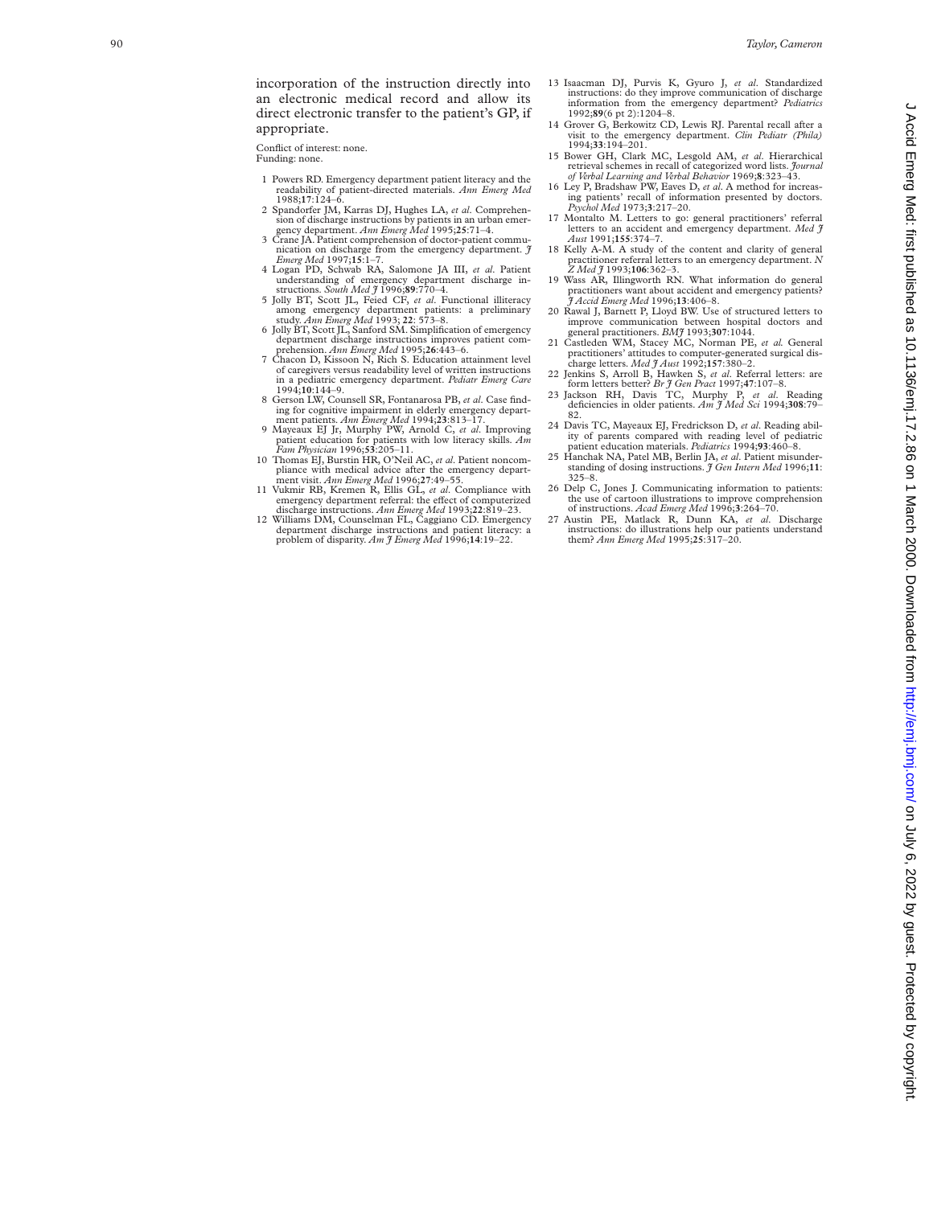incorporation of the instruction directly into an electronic medical record and allow its direct electronic transfer to the patient's GP, if appropriate.

Conflict of interest: none.
Funding: none.

1 Powers RD. Emergency department patient literacy and the readability of patient-directed materials. *Ann Emerg Med* 1988;**17**:124–6.
2 Spandorfer JM, Karras DJ, Hughes LA, *et al*. Comprehension of discharge instructions by patients in an urban emergency department. *Ann Emerg Med* 1995;**25**:71–4.
3 Crane JA. Patient comprehension of doctor-patient communication on discharge from the emergency department. *J Emerg Med* 1997;**15**:1–7.
4 Logan PD, Schwab RA, Salomone JA III, *et al*. Patient understanding of emergency department discharge instructions. *South Med J* 1996;**89**:770–4.
5 Jolly BT, Scott JL, Feied CF, *et al*. Functional illiteracy among emergency department patients: a preliminary study. *Ann Emerg Med* 1993; **22**: 573–8.
6 Jolly BT, Scott JL, Sanford SM. Simplification of emergency department discharge instructions improves patient comprehension. *Ann Emerg Med* 1995;**26**:443–6.
7 Chacon D, Kissoon N, Rich S. Education attainment level of caregivers versus readability level of written instructions in a pediatric emergency department. *Pediatr Emerg Care* 1994;**10**:144–9.
8 Gerson LW, Counsell SR, Fontanarosa PB, *et al*. Case finding for cognitive impairment in elderly emergency department patients. *Ann Emerg Med* 1994;**23**:813–17.
9 Mayeaux EJ Jr, Murphy PW, Arnold C, *et al*. Improving patient education for patients with low literacy skills. *Am Fam Physician* 1996;**53**:205–11.
10 Thomas EJ, Burstin HR, O'Neil AC, *et al*. Patient noncompliance with medical advice after the emergency department visit. *Ann Emerg Med* 1996;**27**:49–55.
11 Vukmir RB, Kremen R, Ellis GL, *et al*. Compliance with emergency department referral: the effect of computerized discharge instructions. *Ann Emerg Med* 1993;**22**:819–23.
12 Williams DM, Counselman FL, Caggiano CD. Emergency department discharge instructions and patient literacy: a problem of disparity. *Am J Emerg Med* 1996;**14**:19–22.
13 Isaacman DJ, Purvis K, Gyuro J, *et al*. Standardized instructions: do they improve communication of discharge information from the emergency department? *Pediatrics* 1992;**89**(6 pt 2):1204–8.
14 Grover G, Berkowitz CD, Lewis RJ. Parental recall after a visit to the emergency department. *Clin Pediatr (Phila)* 1994;**33**:194–201.
15 Bower GH, Clark MC, Lesgold AM, *et al*. Hierarchical retrieval schemes in recall of categorized word lists. *Journal of Verbal Learning and Verbal Behavior* 1969;**8**:323–43.
16 Ley P, Bradshaw PW, Eaves D, *et al*. A method for increasing patients' recall of information presented by doctors. *Psychol Med* 1973;**3**:217–20.
17 Montalto M. Letters to go: general practitioners' referral letters to an accident and emergency department. *Med J Aust* 1991;**155**:374–7.
18 Kelly A-M. A study of the content and clarity of general practitioner referral letters to an emergency department. *N Z Med J* 1993;**106**:362–3.
19 Wass AR, Illingworth RN. What information do general practitioners want about accident and emergency patients? *J Accid Emerg Med* 1996;**13**:406–8.
20 Rawal J, Barnett P, Lloyd BW. Use of structured letters to improve communication between hospital doctors and general practitioners. *BMJ* 1993;**307**:1044.
21 Castleden WM, Stacey MC, Norman PE, *et al.* General practitioners' attitudes to computer-generated surgical discharge letters. *Med J Aust* 1992;**157**:380–2.
22 Jenkins S, Arroll B, Hawken S, *et al*. Referral letters: are form letters better? *Br J Gen Pract* 1997;**47**:107–8.
23 Jackson RH, Davis TC, Murphy P, *et al*. Reading deficiencies in older patients. *Am J Med Sci* 1994;**308**:79–82.
24 Davis TC, Mayeaux EJ, Fredrickson D, *et al*. Reading ability of parents compared with reading level of pediatric patient education materials. *Pediatrics* 1994;**93**:460–8.
25 Hanchak NA, Patel MB, Berlin JA, *et al*. Patient misunderstanding of dosing instructions. *J Gen Intern Med* 1996;**11**:325–8.
26 Delp C, Jones J. Communicating information to patients: the use of cartoon illustrations to improve comprehension of instructions. *Acad Emerg Med* 1996;**3**:264–70.
27 Austin PE, Matlack R, Dunn KA, *et al*. Discharge instructions: do illustrations help our patients understand them? *Ann Emerg Med* 1995;**25**:317–20.